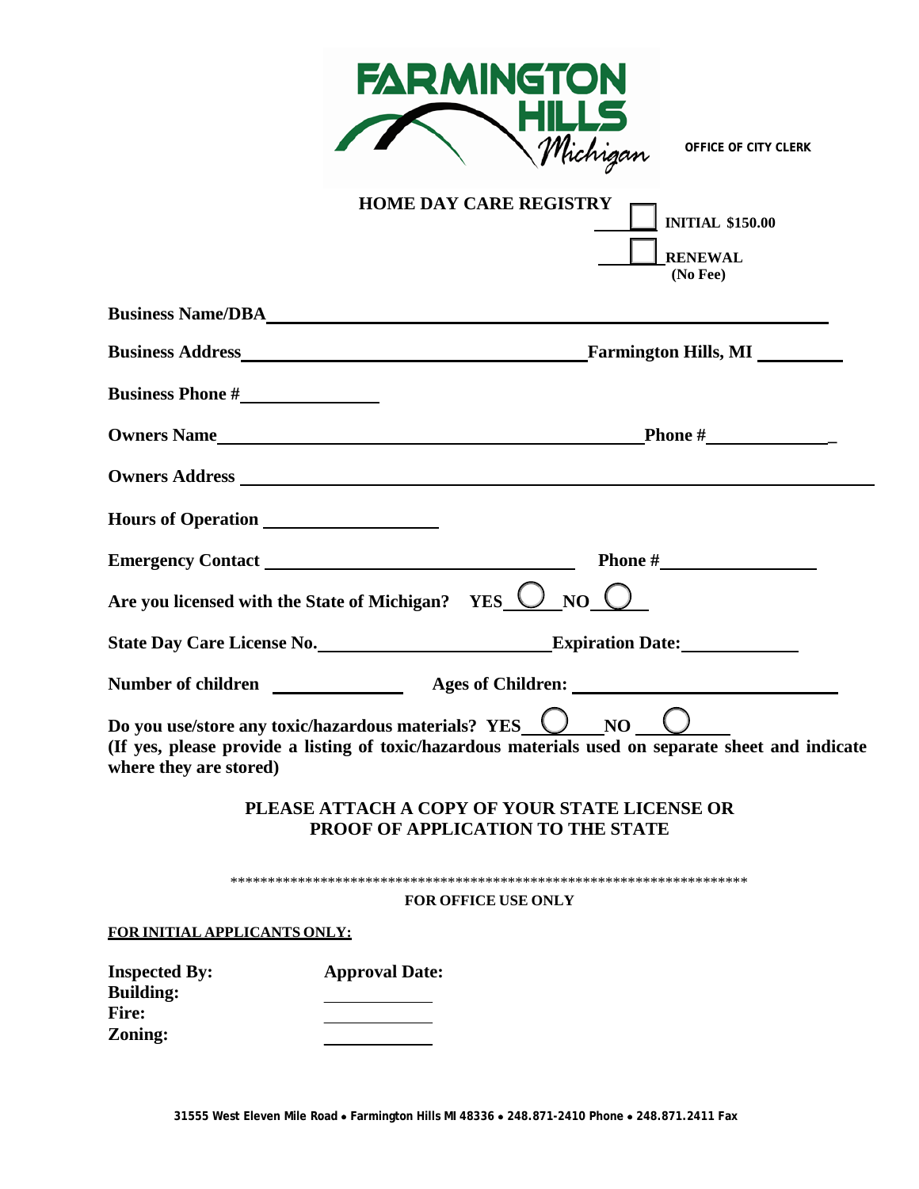FARMINGTON HILLS Michigan

OFFICE OF CITY CLERK

# HOME DAY CARE REGISTRY

☐ **INITIAL $150.00**

☐ **RENEWAL (No Fee)**

**Business Name/DBA** ______________________________

**Business Address** ______________________________ **Farmington Hills, MI** __________

**Business Phone #** ______________

**Owners Name** ______________________________ **Phone #** ______________

**Owners Address** ______________________________

**Hours of Operation** ______________

**Emergency Contact** ______________________________ **Phone #** ______________

**Are you licensed with the State of Michigan? YES** ◯ **NO** ◯

**State Day Care License No.** ______________________ **Expiration Date:** ____________

**Number of children** ____________ **Ages of Children:** ______________________

**Do you use/store any toxic/hazardous materials? YES** ◯ **NO** ◯
**(If yes, please provide a listing of toxic/hazardous materials used on separate sheet and indicate where they are stored)**

**PLEASE ATTACH A COPY OF YOUR STATE LICENSE OR PROOF OF APPLICATION TO THE STATE**

**********************************************************************

**FOR OFFICE USE ONLY**

**FOR INITIAL APPLICANTS ONLY:**

| **Inspected By:** | **Approval Date:** |
| --- | --- |
| **Building:** | ____________ |
| **Fire:** | ____________ |
| **Zoning:** | ____________ |

31555 West Eleven Mile Road • Farmington Hills MI 48336 • 248.871-2410 Phone • 248.871.2411 Fax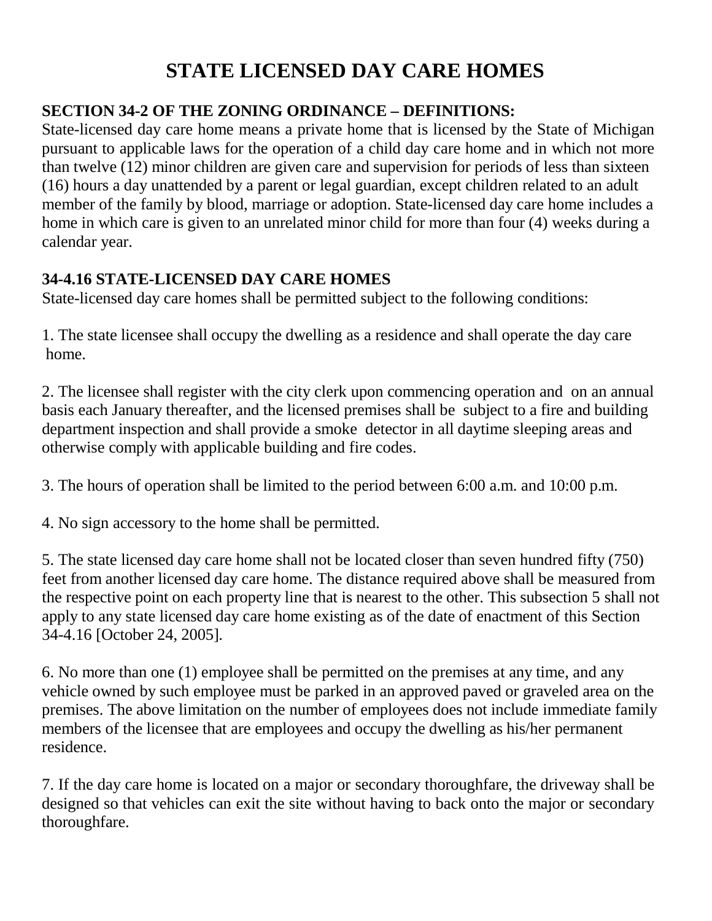# STATE LICENSED DAY CARE HOMES

**SECTION 34-2 OF THE ZONING ORDINANCE – DEFINITIONS:**

State-licensed day care home means a private home that is licensed by the State of Michigan pursuant to applicable laws for the operation of a child day care home and in which not more than twelve (12) minor children are given care and supervision for periods of less than sixteen (16) hours a day unattended by a parent or legal guardian, except children related to an adult member of the family by blood, marriage or adoption. State-licensed day care home includes a home in which care is given to an unrelated minor child for more than four (4) weeks during a calendar year.

**34-4.16 STATE-LICENSED DAY CARE HOMES**

State-licensed day care homes shall be permitted subject to the following conditions:

1. The state licensee shall occupy the dwelling as a residence and shall operate the day care home.

2. The licensee shall register with the city clerk upon commencing operation and on an annual basis each January thereafter, and the licensed premises shall be subject to a fire and building department inspection and shall provide a smoke detector in all daytime sleeping areas and otherwise comply with applicable building and fire codes.

3. The hours of operation shall be limited to the period between 6:00 a.m. and 10:00 p.m.

4. No sign accessory to the home shall be permitted.

5. The state licensed day care home shall not be located closer than seven hundred fifty (750) feet from another licensed day care home. The distance required above shall be measured from the respective point on each property line that is nearest to the other. This subsection 5 shall not apply to any state licensed day care home existing as of the date of enactment of this Section 34-4.16 [October 24, 2005].

6. No more than one (1) employee shall be permitted on the premises at any time, and any vehicle owned by such employee must be parked in an approved paved or graveled area on the premises. The above limitation on the number of employees does not include immediate family members of the licensee that are employees and occupy the dwelling as his/her permanent residence.

7. If the day care home is located on a major or secondary thoroughfare, the driveway shall be designed so that vehicles can exit the site without having to back onto the major or secondary thoroughfare.